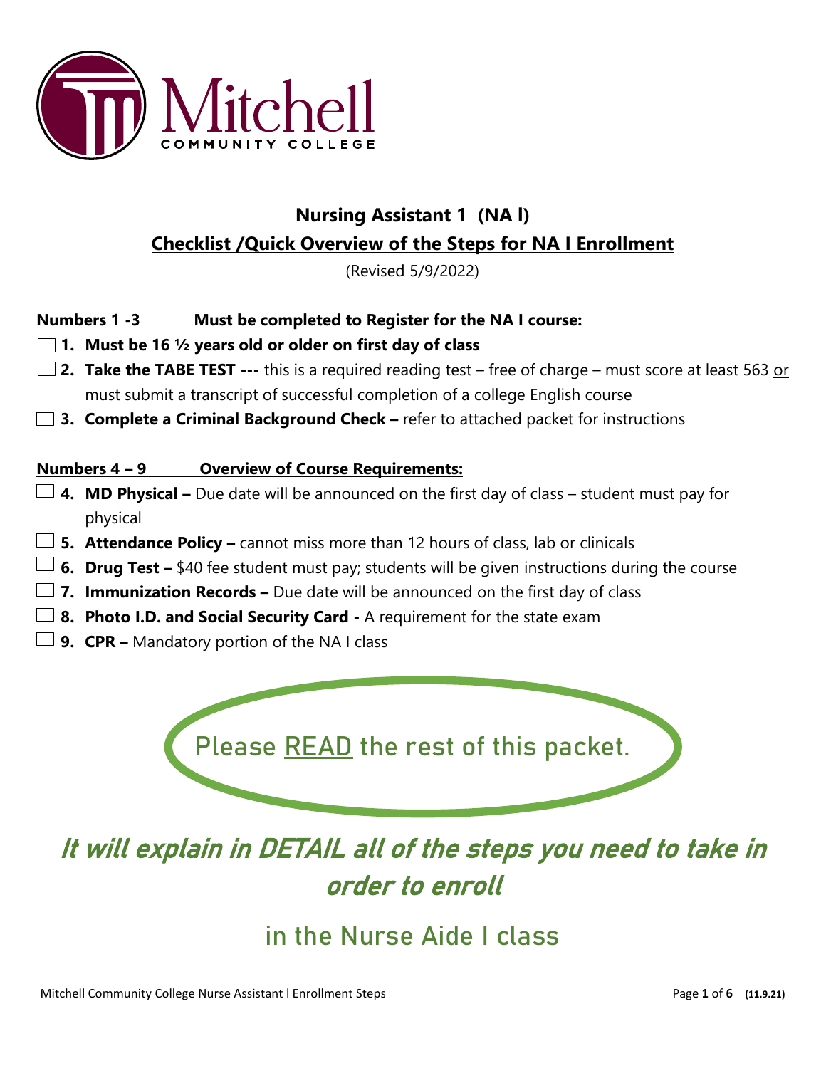Mitchell COMMUNITY COLLEGE

# Nursing Assistant 1 (NA I)

## Checklist /Quick Overview of the Steps for NA I Enrollment

(Revised 5/9/2022)

**Numbers 1 -3 Must be completed to Register for the NA I course:**

- ☐ **1. Must be 16 ½ years old or older on first day of class**
- ☐ **2. Take the TABE TEST ---** this is a required reading test – free of charge – must score at least 563 <u>or</u> must submit a transcript of successful completion of a college English course
- ☐ **3. Complete a Criminal Background Check –** refer to attached packet for instructions

**Numbers 4 – 9 Overview of Course Requirements:**

- ☐ **4. MD Physical –** Due date will be announced on the first day of class – student must pay for physical
- ☐ **5. Attendance Policy –** cannot miss more than 12 hours of class, lab or clinicals
- ☐ **6. Drug Test –** $40 fee student must pay; students will be given instructions during the course
- ☐ **7. Immunization Records –** Due date will be announced on the first day of class
- ☐ **8. Photo I.D. and Social Security Card -** A requirement for the state exam
- ☐ **9. CPR –** Mandatory portion of the NA I class

Please <u>READ</u> the rest of this packet.

***It will explain in DETAIL all of the steps you need to take in order to enroll***

in the Nurse Aide I class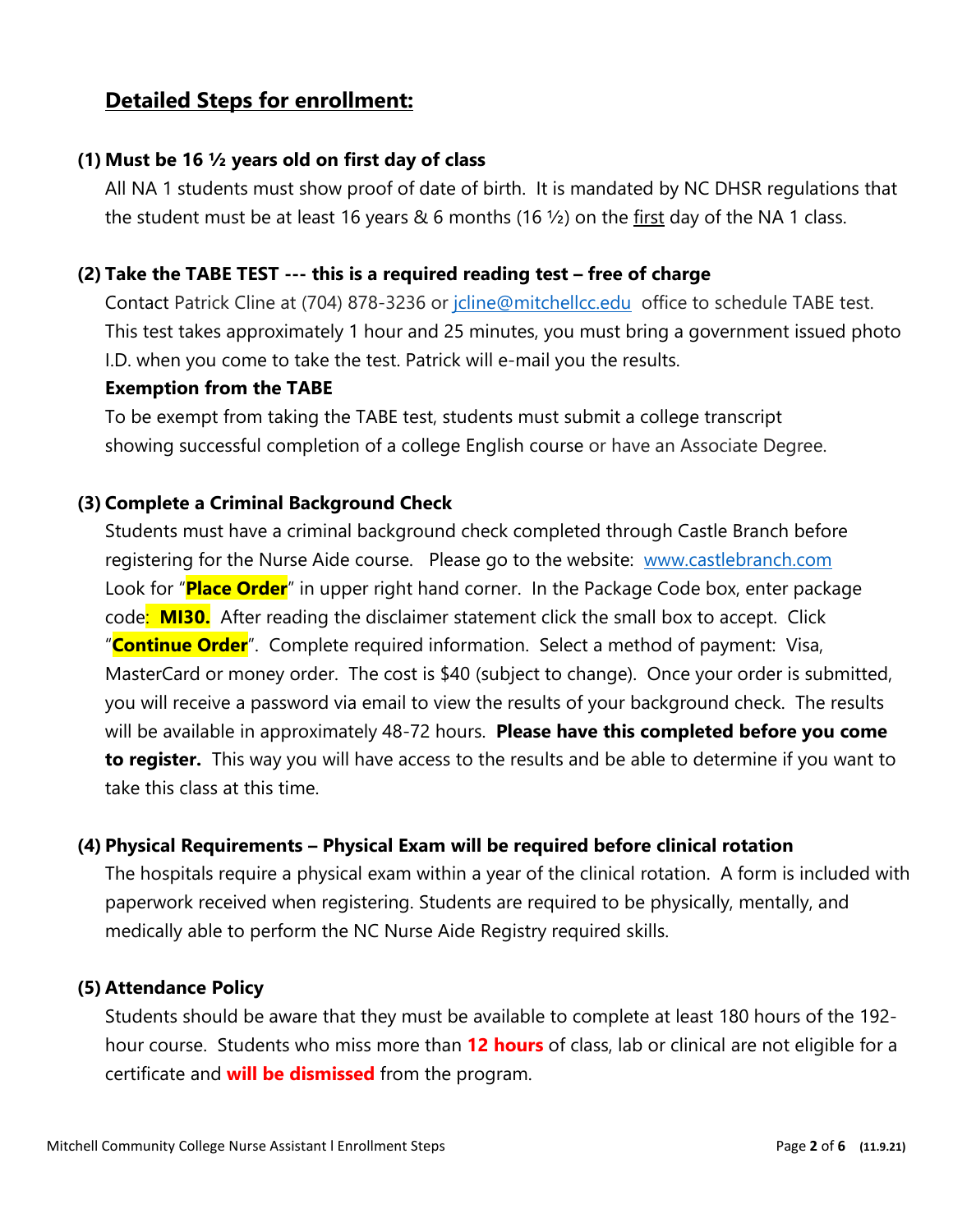## Detailed Steps for enrollment:

**(1) Must be 16 ½ years old on first day of class**

All NA 1 students must show proof of date of birth. It is mandated by NC DHSR regulations that the student must be at least 16 years & 6 months (16 ½) on the first day of the NA 1 class.

**(2) Take the TABE TEST --- this is a required reading test – free of charge**

Contact Patrick Cline at (704) 878-3236 or jcline@mitchellcc.edu office to schedule TABE test. This test takes approximately 1 hour and 25 minutes, you must bring a government issued photo I.D. when you come to take the test. Patrick will e-mail you the results.

**Exemption from the TABE**

To be exempt from taking the TABE test, students must submit a college transcript showing successful completion of a college English course or have an Associate Degree.

**(3) Complete a Criminal Background Check**

Students must have a criminal background check completed through Castle Branch before registering for the Nurse Aide course. Please go to the website: www.castlebranch.com Look for "**Place Order**" in upper right hand corner. In the Package Code box, enter package code: **MI30.** After reading the disclaimer statement click the small box to accept. Click "**Continue Order**". Complete required information. Select a method of payment: Visa, MasterCard or money order. The cost is $40 (subject to change). Once your order is submitted, you will receive a password via email to view the results of your background check. The results will be available in approximately 48-72 hours. **Please have this completed before you come to register.** This way you will have access to the results and be able to determine if you want to take this class at this time.

**(4) Physical Requirements – Physical Exam will be required before clinical rotation**

The hospitals require a physical exam within a year of the clinical rotation. A form is included with paperwork received when registering. Students are required to be physically, mentally, and medically able to perform the NC Nurse Aide Registry required skills.

**(5) Attendance Policy**

Students should be aware that they must be available to complete at least 180 hours of the 192-hour course. Students who miss more than **12 hours** of class, lab or clinical are not eligible for a certificate and **will be dismissed** from the program.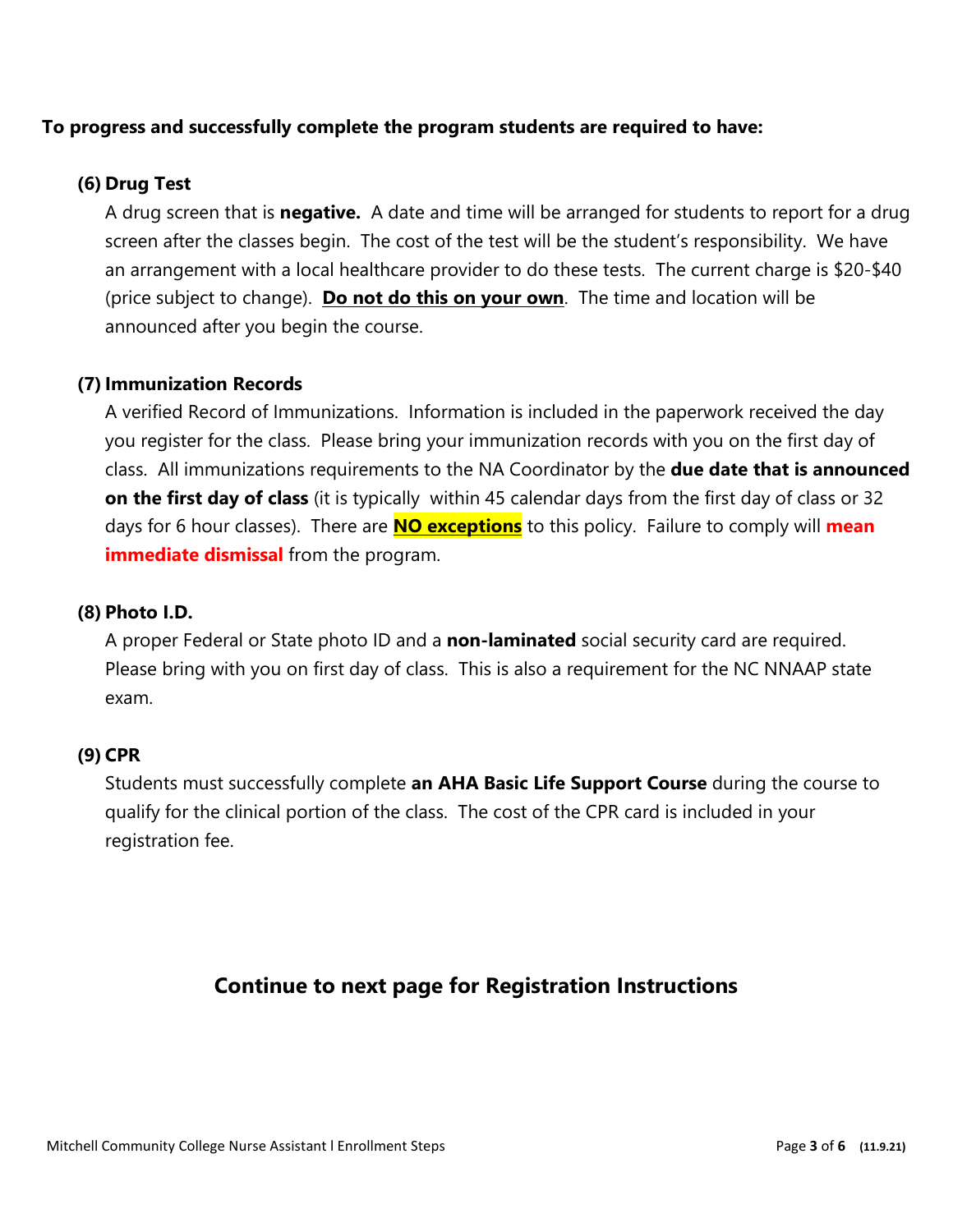**To progress and successfully complete the program students are required to have:**

**(6) Drug Test**

A drug screen that is **negative.** A date and time will be arranged for students to report for a drug screen after the classes begin. The cost of the test will be the student's responsibility. We have an arrangement with a local healthcare provider to do these tests. The current charge is $20-$40 (price subject to change). **Do not do this on your own**. The time and location will be announced after you begin the course.

**(7) Immunization Records**

A verified Record of Immunizations. Information is included in the paperwork received the day you register for the class. Please bring your immunization records with you on the first day of class. All immunizations requirements to the NA Coordinator by the **due date that is announced on the first day of class** (it is typically within 45 calendar days from the first day of class or 32 days for 6 hour classes). There are **NO exceptions** to this policy. Failure to comply will **mean immediate dismissal** from the program.

**(8) Photo I.D.**

A proper Federal or State photo ID and a **non-laminated** social security card are required. Please bring with you on first day of class. This is also a requirement for the NC NNAAP state exam.

**(9) CPR**

Students must successfully complete **an AHA Basic Life Support Course** during the course to qualify for the clinical portion of the class. The cost of the CPR card is included in your registration fee.

## Continue to next page for Registration Instructions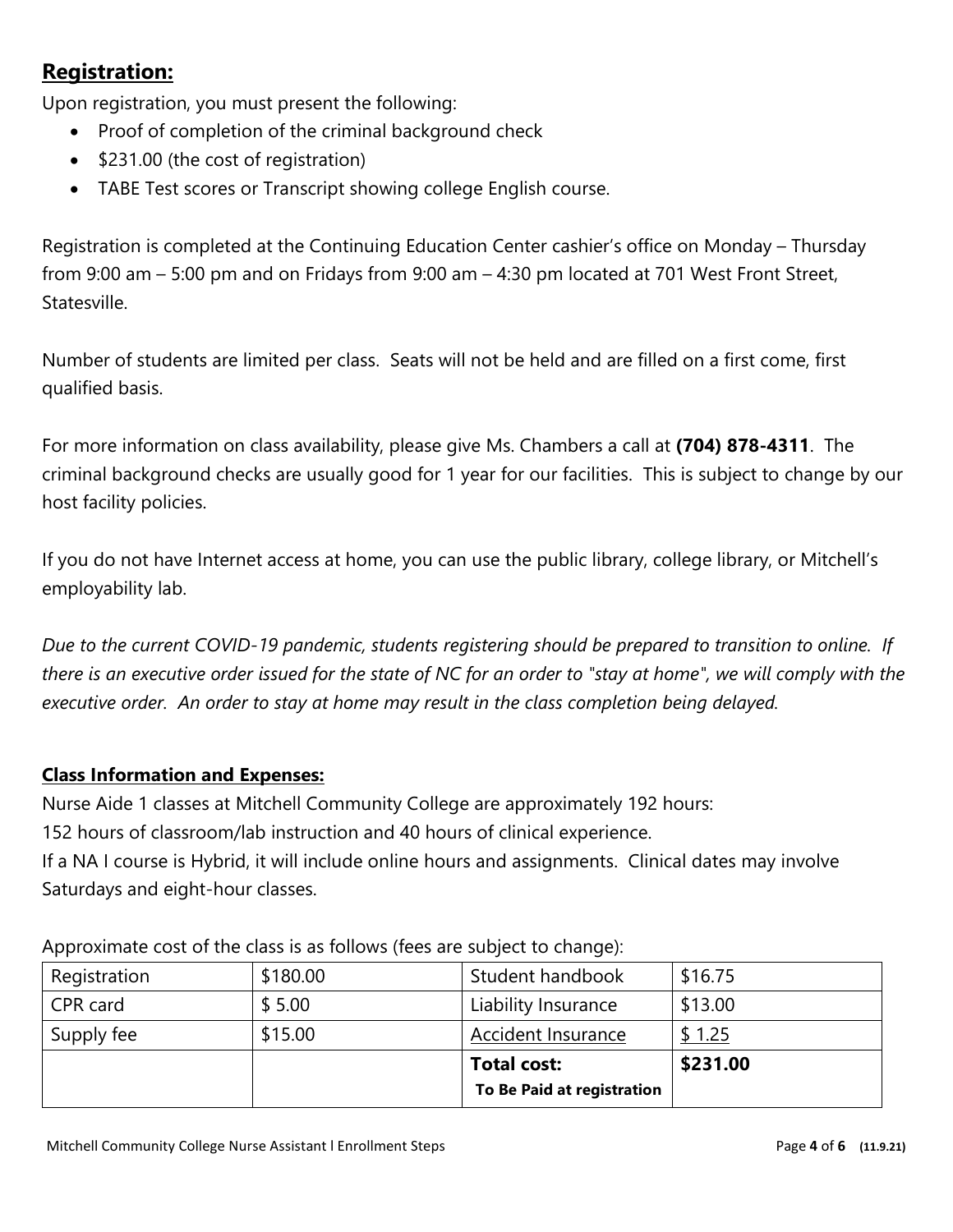## **Registration:**

Upon registration, you must present the following:

- Proof of completion of the criminal background check
- $231.00 (the cost of registration)
- TABE Test scores or Transcript showing college English course.

Registration is completed at the Continuing Education Center cashier's office on Monday – Thursday from 9:00 am – 5:00 pm and on Fridays from 9:00 am – 4:30 pm located at 701 West Front Street, Statesville.

Number of students are limited per class. Seats will not be held and are filled on a first come, first qualified basis.

For more information on class availability, please give Ms. Chambers a call at **(704) 878-4311**. The criminal background checks are usually good for 1 year for our facilities. This is subject to change by our host facility policies.

If you do not have Internet access at home, you can use the public library, college library, or Mitchell's employability lab.

*Due to the current COVID-19 pandemic, students registering should be prepared to transition to online. If there is an executive order issued for the state of NC for an order to "stay at home", we will comply with the executive order. An order to stay at home may result in the class completion being delayed.*

### **Class Information and Expenses:**

Nurse Aide 1 classes at Mitchell Community College are approximately 192 hours:
152 hours of classroom/lab instruction and 40 hours of clinical experience.
If a NA I course is Hybrid, it will include online hours and assignments. Clinical dates may involve Saturdays and eight-hour classes.

Approximate cost of the class is as follows (fees are subject to change):

| Registration | $180.00 | Student handbook | $16.75 |
|---|---|---|---|
| CPR card | $ 5.00 | Liability Insurance | $13.00 |
| Supply fee | $15.00 | Accident Insurance | $ 1.25 |
| | | **Total cost:** **To Be Paid at registration** | **$231.00** |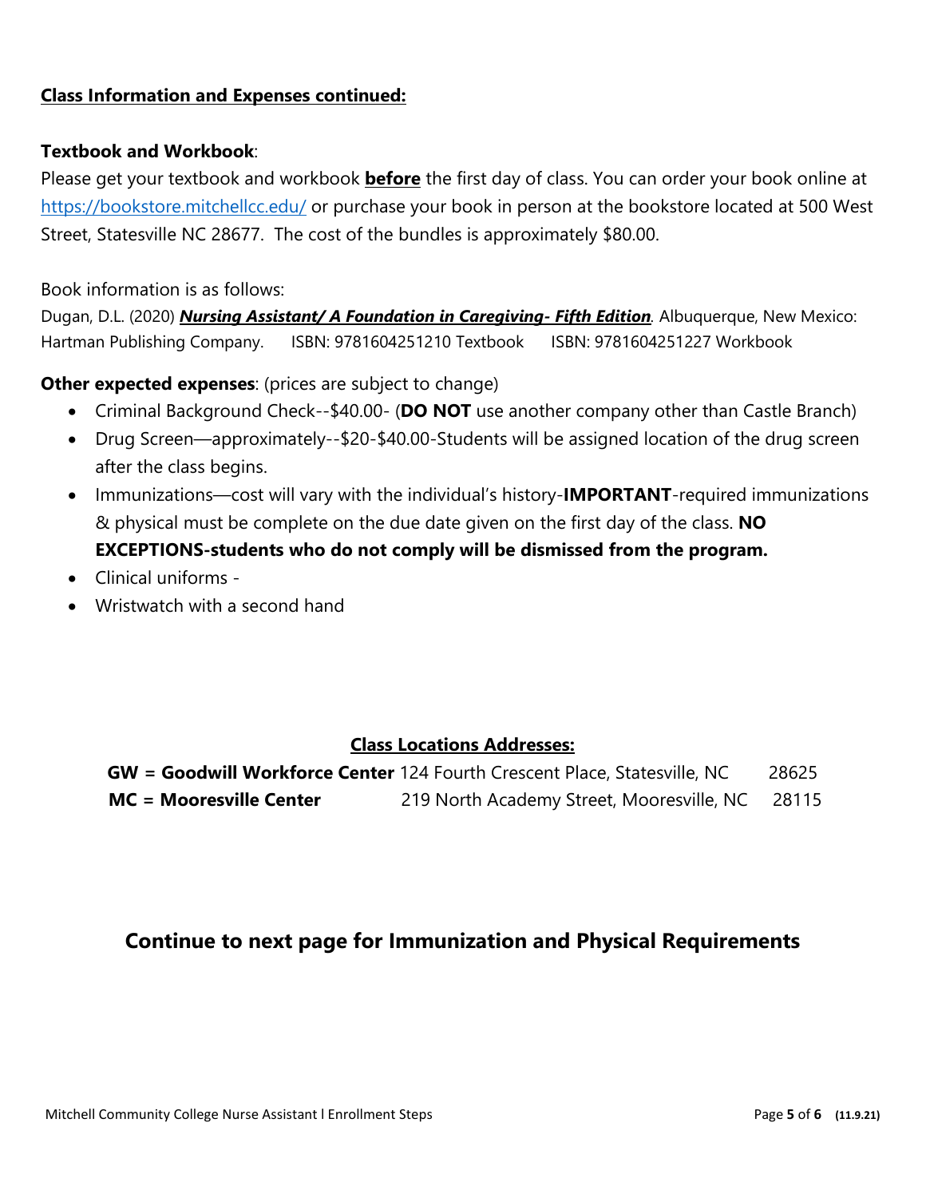**<u>Class Information and Expenses continued:</u>**

**Textbook and Workbook**:

Please get your textbook and workbook **<u>before</u>** the first day of class. You can order your book online at https://bookstore.mitchellcc.edu/ or purchase your book in person at the bookstore located at 500 West Street, Statesville NC 28677. The cost of the bundles is approximately $80.00.

Book information is as follows:

Dugan, D.L. (2020) ***<u>Nursing Assistant/ A Foundation in Caregiving- Fifth Edition</u>***. Albuquerque, New Mexico: Hartman Publishing Company. ISBN: 9781604251210 Textbook ISBN: 9781604251227 Workbook

**Other expected expenses**: (prices are subject to change)

- Criminal Background Check--$40.00- (**DO NOT** use another company other than Castle Branch)
- Drug Screen—approximately--$20-$40.00-Students will be assigned location of the drug screen after the class begins.
- Immunizations—cost will vary with the individual's history-**IMPORTANT**-required immunizations & physical must be complete on the due date given on the first day of the class. **NO EXCEPTIONS-students who do not comply will be dismissed from the program.**
- Clinical uniforms -
- Wristwatch with a second hand

**<u>Class Locations Addresses:</u>**

| | | |
|---|---|---|
| **GW = Goodwill Workforce Center** | 124 Fourth Crescent Place, Statesville, NC | 28625 |
| **MC = Mooresville Center** | 219 North Academy Street, Mooresville, NC | 28115 |

## Continue to next page for Immunization and Physical Requirements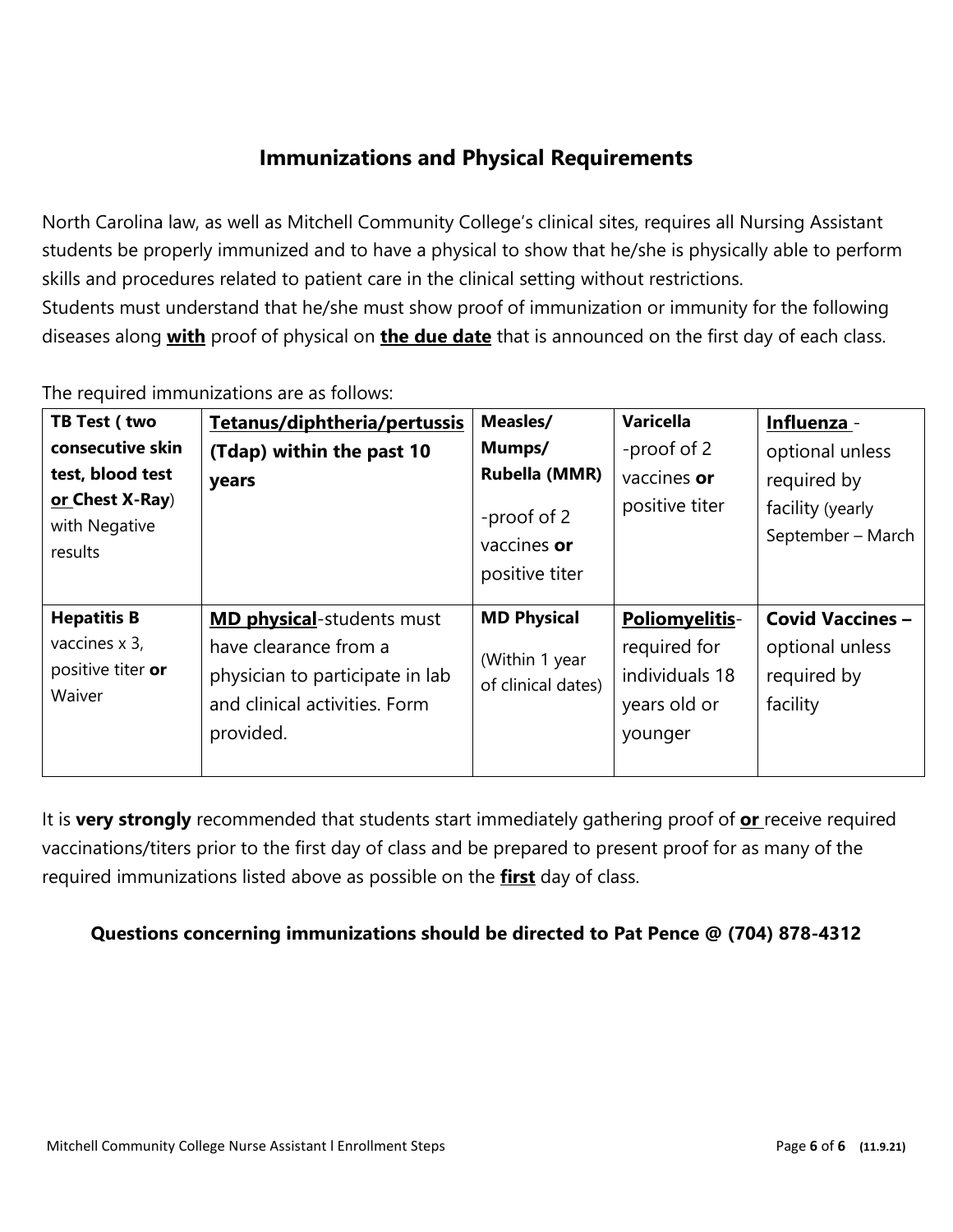## Immunizations and Physical Requirements

North Carolina law, as well as Mitchell Community College's clinical sites, requires all Nursing Assistant students be properly immunized and to have a physical to show that he/she is physically able to perform skills and procedures related to patient care in the clinical setting without restrictions.
Students must understand that he/she must show proof of immunization or immunity for the following diseases along **with** proof of physical on **the due date** that is announced on the first day of each class.

The required immunizations are as follows:

| | | | | |
|---|---|---|---|---|
| **TB Test ( two consecutive skin test, blood test or Chest X-Ray**) with Negative results | **Tetanus/diphtheria/pertussis (Tdap) within the past 10 years** | **Measles/ Mumps/ Rubella (MMR)** -proof of 2 vaccines **or** positive titer | **Varicella** -proof of 2 vaccines **or** positive titer | **Influenza** - optional unless required by facility (yearly September – March |
| **Hepatitis B** vaccines x 3, positive titer **or** Waiver | **MD physical**-students must have clearance from a physician to participate in lab and clinical activities. Form provided. | **MD Physical** (Within 1 year of clinical dates) | **Poliomyelitis**- required for individuals 18 years old or younger | **Covid Vaccines –** optional unless required by facility |

It is **very strongly** recommended that students start immediately gathering proof of **or** receive required vaccinations/titers prior to the first day of class and be prepared to present proof for as many of the required immunizations listed above as possible on the **first** day of class.

**Questions concerning immunizations should be directed to Pat Pence @ (704) 878-4312**